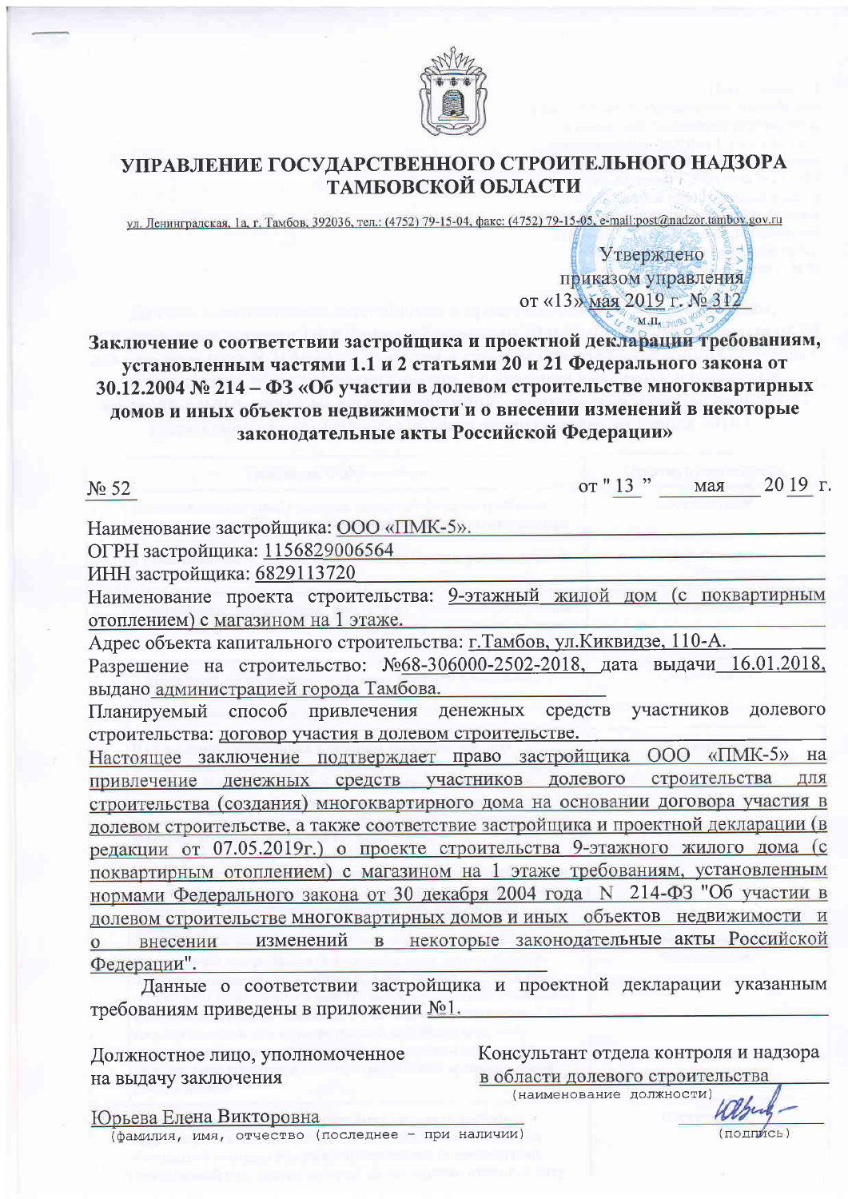# УПРАВЛЕНИЕ ГОСУДАРСТВЕННОГО СТРОИТЕЛЬНОГО НАДЗОРА ТАМБОВСКОЙ ОБЛАСТИ

ул. Ленинградская, 1а, г. Тамбов, 392036, тел.: (4752) 79-15-04, факс: (4752) 79-15-05, e-mail:post@nadzor.tambov.gov.ru

Утверждено
приказом управления
от «13» мая 2019 г. № 312
М.П.

**Заключение о соответствии застройщика и проектной декларации требованиям, установленным частями 1.1 и 2 статьями 20 и 21 Федерального закона от 30.12.2004 № 214 – ФЗ «Об участии в долевом строительстве многоквартирных домов и иных объектов недвижимости и о внесении изменений в некоторые законодательные акты Российской Федерации»**

№ 52 от " 13 " мая 2019 г.

Наименование застройщика: ООО «ПМК-5».

ОГРН застройщика: 1156829006564

ИНН застройщика: 6829113720

Наименование проекта строительства: 9-этажный жилой дом (с поквартирным отоплением) с магазином на 1 этаже.

Адрес объекта капитального строительства: г.Тамбов, ул.Киквидзе, 110-А.

Разрешение на строительство: №68-306000-2502-2018, дата выдачи 16.01.2018, выдано администрацией города Тамбова.

Планируемый способ привлечения денежных средств участников долевого строительства: договор участия в долевом строительстве.

Настоящее заключение подтверждает право застройщика ООО «ПМК-5» на привлечение денежных средств участников долевого строительства для строительства (создания) многоквартирного дома на основании договора участия в долевом строительстве, а также соответствие застройщика и проектной декларации (в редакции от 07.05.2019г.) о проекте строительства 9-этажного жилого дома (с поквартирным отоплением) с магазином на 1 этаже требованиям, установленным нормами Федерального закона от 30 декабря 2004 года N 214-ФЗ "Об участии в долевом строительстве многоквартирных домов и иных объектов недвижимости и о внесении изменений в некоторые законодательные акты Российской Федерации".

Данные о соответствии застройщика и проектной декларации указанным требованиям приведены в приложении №1.

Должностное лицо, уполномоченное на выдачу заключения — Консультант отдела контроля и надзора в области долевого строительства
(наименование должности)

Юрьева Елена Викторовна
(фамилия, имя, отчество (последнее – при наличии))

(подпись)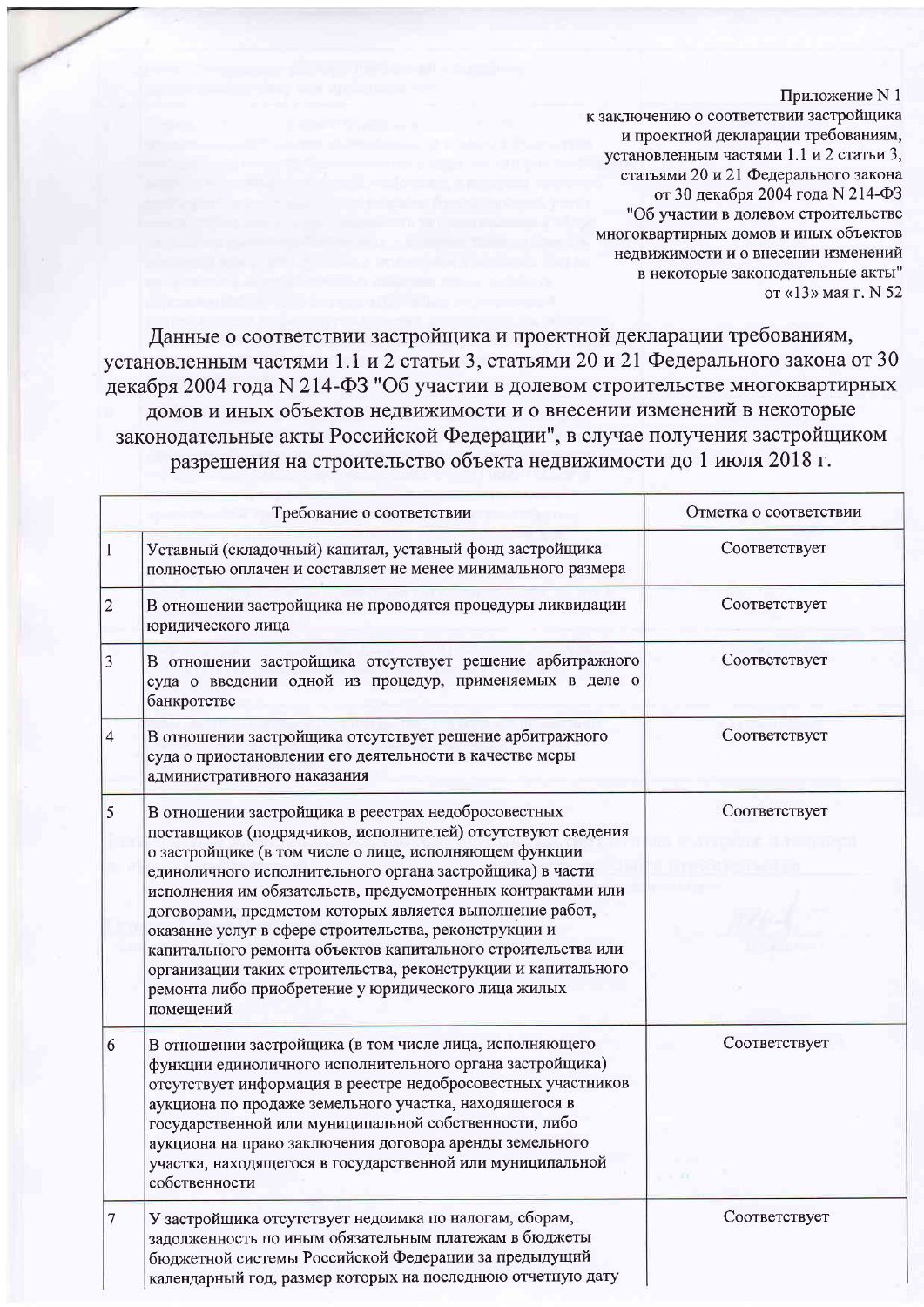Приложение N 1
к заключению о соответствии застройщика
и проектной декларации требованиям,
установленным частями 1.1 и 2 статьи 3,
статьями 20 и 21 Федерального закона
от 30 декабря 2004 года N 214-ФЗ
"Об участии в долевом строительстве
многоквартирных домов и иных объектов
недвижимости и о внесении изменений
в некоторые законодательные акты"
от «13» мая г. N 52

Данные о соответствии застройщика и проектной декларации требованиям, установленным частями 1.1 и 2 статьи 3, статьями 20 и 21 Федерального закона от 30 декабря 2004 года N 214-ФЗ "Об участии в долевом строительстве многоквартирных домов и иных объектов недвижимости и о внесении изменений в некоторые законодательные акты Российской Федерации", в случае получения застройщиком разрешения на строительство объекта недвижимости до 1 июля 2018 г.

| | Требование о соответствии | Отметка о соответствии |
|---|---|---|
| 1 | Уставный (складочный) капитал, уставный фонд застройщика полностью оплачен и составляет не менее минимального размера | Соответствует |
| 2 | В отношении застройщика не проводятся процедуры ликвидации юридического лица | Соответствует |
| 3 | В отношении застройщика отсутствует решение арбитражного суда о введении одной из процедур, применяемых в деле о банкротстве | Соответствует |
| 4 | В отношении застройщика отсутствует решение арбитражного суда о приостановлении его деятельности в качестве меры административного наказания | Соответствует |
| 5 | В отношении застройщика в реестрах недобросовестных поставщиков (подрядчиков, исполнителей) отсутствуют сведения о застройщике (в том числе о лице, исполняющем функции единоличного исполнительного органа застройщика) в части исполнения им обязательств, предусмотренных контрактами или договорами, предметом которых является выполнение работ, оказание услуг в сфере строительства, реконструкции и капитального ремонта объектов капитального строительства или организации таких строительства, реконструкции и капитального ремонта либо приобретение у юридического лица жилых помещений | Соответствует |
| 6 | В отношении застройщика (в том числе лица, исполняющего функции единоличного исполнительного органа застройщика) отсутствует информация в реестре недобросовестных участников аукциона по продаже земельного участка, находящегося в государственной или муниципальной собственности, либо аукциона на право заключения договора аренды земельного участка, находящегося в государственной или муниципальной собственности | Соответствует |
| 7 | У застройщика отсутствует недоимка по налогам, сборам, задолженность по иным обязательным платежам в бюджеты бюджетной системы Российской Федерации за предыдущий календарный год, размер которых на последнюю отчетную дату | Соответствует |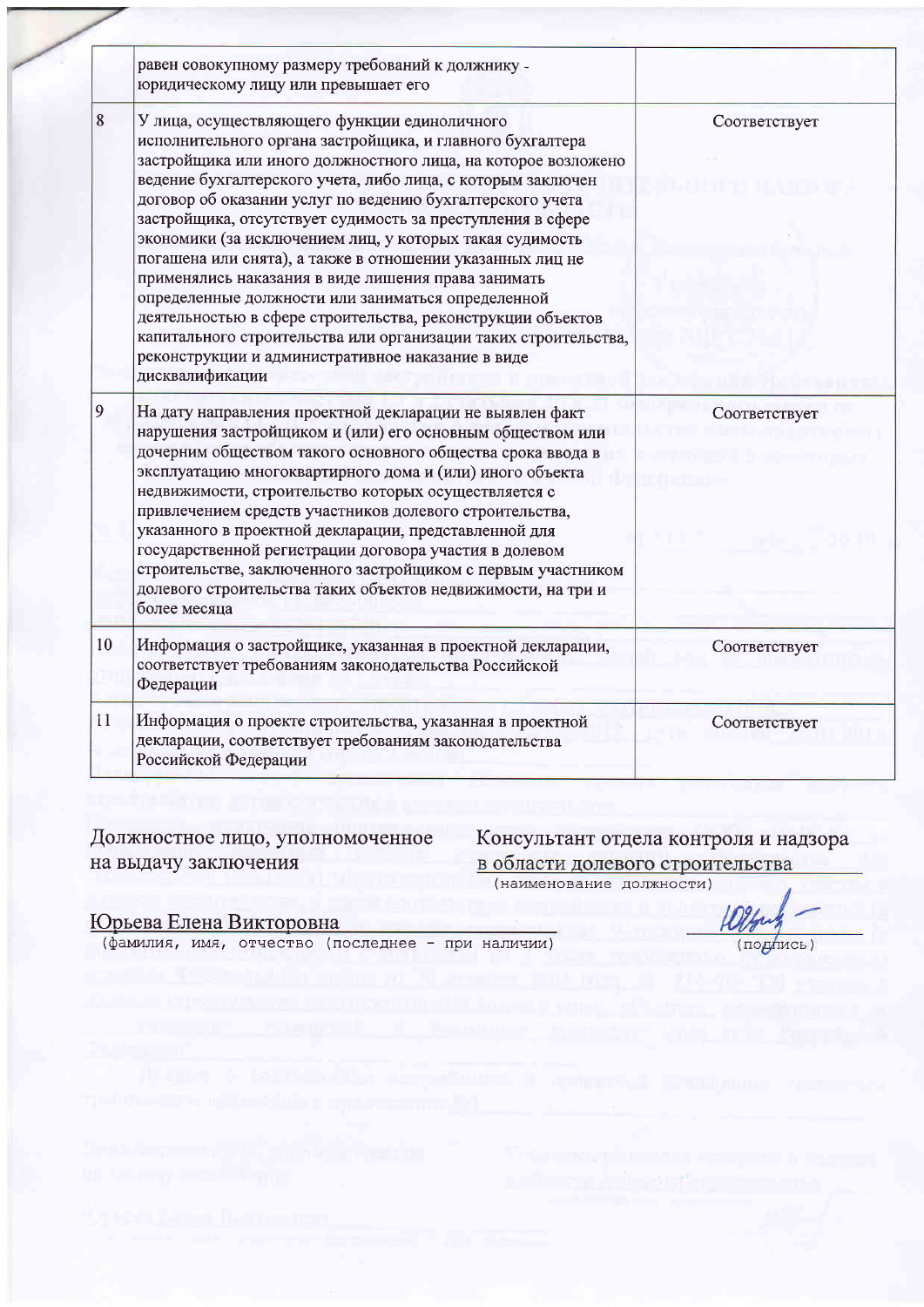| | | |
|---|---|---|
| | равен совокупному размеру требований к должнику - юридическому лицу или превышает его | |
| 8 | У лица, осуществляющего функции единоличного исполнительного органа застройщика, и главного бухгалтера застройщика или иного должностного лица, на которое возложено ведение бухгалтерского учета, либо лица, с которым заключен договор об оказании услуг по ведению бухгалтерского учета застройщика, отсутствует судимость за преступления в сфере экономики (за исключением лиц, у которых такая судимость погашена или снята), а также в отношении указанных лиц не применялись наказания в виде лишения права занимать определенные должности или заниматься определенной деятельностью в сфере строительства, реконструкции объектов капитального строительства или организации таких строительства, реконструкции и административное наказание в виде дисквалификации | Соответствует |
| 9 | На дату направления проектной декларации не выявлен факт нарушения застройщиком и (или) его основным обществом или дочерним обществом такого основного общества срока ввода в эксплуатацию многоквартирного дома и (или) иного объекта недвижимости, строительство которых осуществляется с привлечением средств участников долевого строительства, указанного в проектной декларации, представленной для государственной регистрации договора участия в долевом строительстве, заключенного застройщиком с первым участником долевого строительства таких объектов недвижимости, на три и более месяца | Соответствует |
| 10 | Информация о застройщике, указанная в проектной декларации, соответствует требованиям законодательства Российской Федерации | Соответствует |
| 11 | Информация о проекте строительства, указанная в проектной декларации, соответствует требованиям законодательства Российской Федерации | Соответствует |

Должностное лицо, уполномоченное на выдачу заключения

Консультант отдела контроля и надзора в области долевого строительства
(наименование должности)

Юрьева Елена Викторовна
(фамилия, имя, отчество (последнее - при наличии))

(подпись)